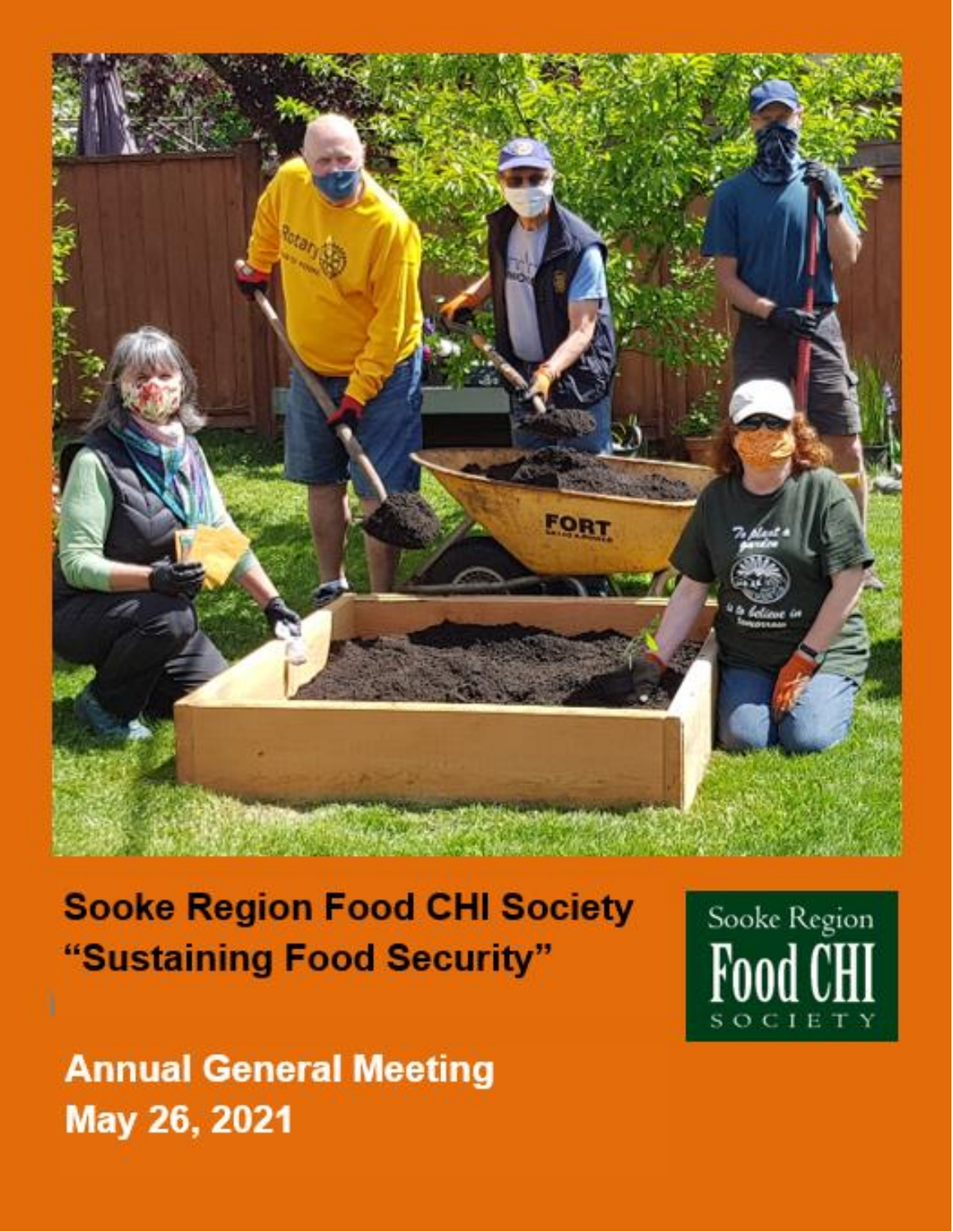# Sooke Region Food CHI Society
## "Sustaining Food Security"

Sooke Region Food CHI Society

**Annual General Meeting**
**May 26, 2021**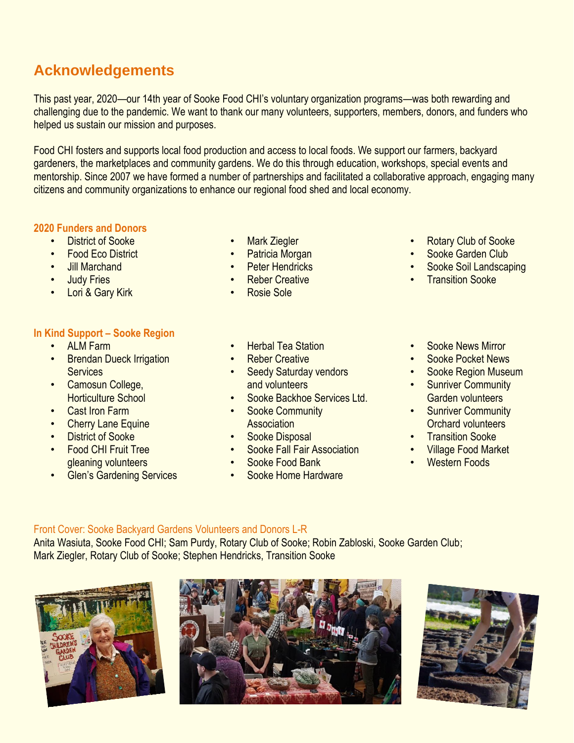## Acknowledgements

This past year, 2020—our 14th year of Sooke Food CHI's voluntary organization programs—was both rewarding and challenging due to the pandemic. We want to thank our many volunteers, supporters, members, donors, and funders who helped us sustain our mission and purposes.

Food CHI fosters and supports local food production and access to local foods. We support our farmers, backyard gardeners, the marketplaces and community gardens. We do this through education, workshops, special events and mentorship. Since 2007 we have formed a number of partnerships and facilitated a collaborative approach, engaging many citizens and community organizations to enhance our regional food shed and local economy.

### 2020 Funders and Donors

- District of Sooke
- Food Eco District
- Jill Marchand
- Judy Fries
- Lori & Gary Kirk
- Mark Ziegler
- Patricia Morgan
- Peter Hendricks
- Reber Creative
- Rosie Sole
- Rotary Club of Sooke
- Sooke Garden Club
- Sooke Soil Landscaping
- Transition Sooke

### In Kind Support – Sooke Region

- ALM Farm
- Brendan Dueck Irrigation Services
- Camosun College, Horticulture School
- Cast Iron Farm
- Cherry Lane Equine
- District of Sooke
- Food CHI Fruit Tree gleaning volunteers
- Glen's Gardening Services
- Herbal Tea Station
- Reber Creative
- Seedy Saturday vendors and volunteers
- Sooke Backhoe Services Ltd.
- Sooke Community Association
- Sooke Disposal
- Sooke Fall Fair Association
- Sooke Food Bank
- Sooke Home Hardware
- Sooke News Mirror
- Sooke Pocket News
- Sooke Region Museum
- Sunriver Community Garden volunteers
- Sunriver Community Orchard volunteers
- Transition Sooke
- Village Food Market
- Western Foods

Front Cover: Sooke Backyard Gardens Volunteers and Donors L-R

Anita Wasiuta, Sooke Food CHI; Sam Purdy, Rotary Club of Sooke; Robin Zabloski, Sooke Garden Club; Mark Ziegler, Rotary Club of Sooke; Stephen Hendricks, Transition Sooke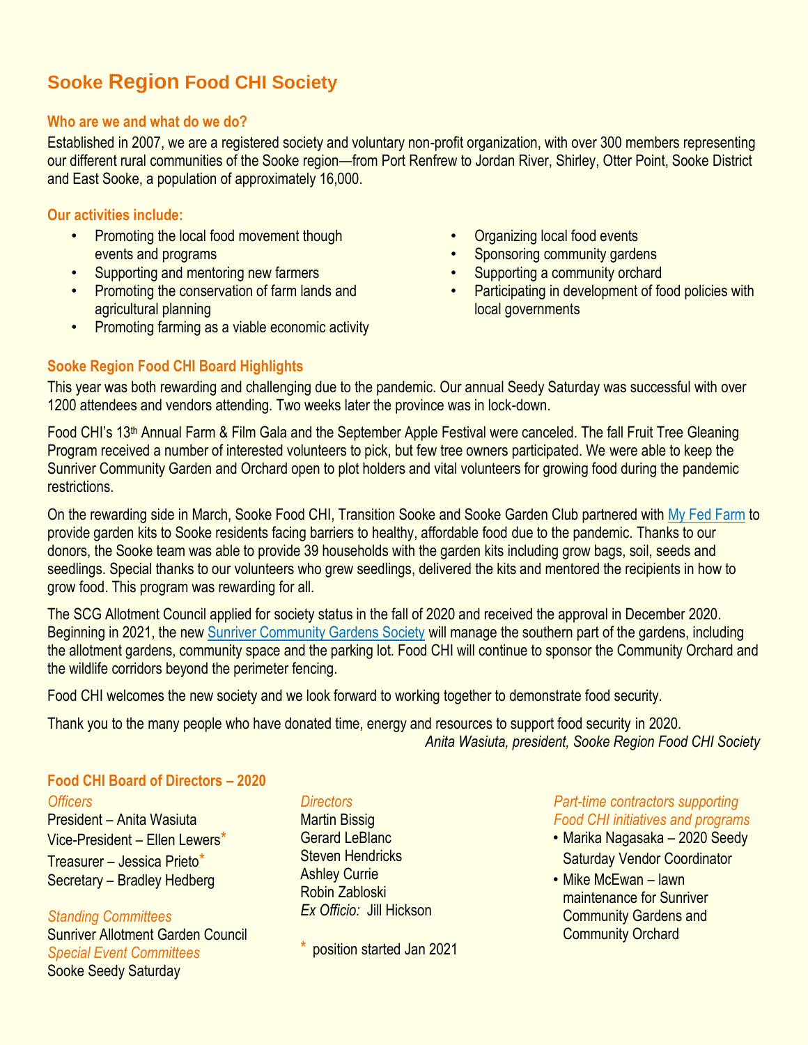# Sooke Region Food CHI Society

## Who are we and what do we do?

Established in 2007, we are a registered society and voluntary non-profit organization, with over 300 members representing our different rural communities of the Sooke region—from Port Renfrew to Jordan River, Shirley, Otter Point, Sooke District and East Sooke, a population of approximately 16,000.

## Our activities include:

- Promoting the local food movement though events and programs
- Supporting and mentoring new farmers
- Promoting the conservation of farm lands and agricultural planning
- Promoting farming as a viable economic activity
- Organizing local food events
- Sponsoring community gardens
- Supporting a community orchard
- Participating in development of food policies with local governments

## Sooke Region Food CHI Board Highlights

This year was both rewarding and challenging due to the pandemic. Our annual Seedy Saturday was successful with over 1200 attendees and vendors attending. Two weeks later the province was in lock-down.

Food CHI's 13th Annual Farm & Film Gala and the September Apple Festival were canceled. The fall Fruit Tree Gleaning Program received a number of interested volunteers to pick, but few tree owners participated. We were able to keep the Sunriver Community Garden and Orchard open to plot holders and vital volunteers for growing food during the pandemic restrictions.

On the rewarding side in March, Sooke Food CHI, Transition Sooke and Sooke Garden Club partnered with My Fed Farm to provide garden kits to Sooke residents facing barriers to healthy, affordable food due to the pandemic. Thanks to our donors, the Sooke team was able to provide 39 households with the garden kits including grow bags, soil, seeds and seedlings. Special thanks to our volunteers who grew seedlings, delivered the kits and mentored the recipients in how to grow food. This program was rewarding for all.

The SCG Allotment Council applied for society status in the fall of 2020 and received the approval in December 2020. Beginning in 2021, the new Sunriver Community Gardens Society will manage the southern part of the gardens, including the allotment gardens, community space and the parking lot. Food CHI will continue to sponsor the Community Orchard and the wildlife corridors beyond the perimeter fencing.

Food CHI welcomes the new society and we look forward to working together to demonstrate food security.

Thank you to the many people who have donated time, energy and resources to support food security in 2020.

*Anita Wasiuta, president, Sooke Region Food CHI Society*

## Food CHI Board of Directors – 2020

*Officers*

President – Anita Wasiuta
Vice-President – Ellen Lewers*
Treasurer – Jessica Prieto*
Secretary – Bradley Hedberg

*Standing Committees*

Sunriver Allotment Garden Council

*Special Event Committees*

Sooke Seedy Saturday

*Directors*

Martin Bissig
Gerard LeBlanc
Steven Hendricks
Ashley Currie
Robin Zabloski
*Ex Officio:* Jill Hickson

\* position started Jan 2021

*Part-time contractors supporting Food CHI initiatives and programs*

- Marika Nagasaka – 2020 Seedy Saturday Vendor Coordinator
- Mike McEwan – lawn maintenance for Sunriver Community Gardens and Community Orchard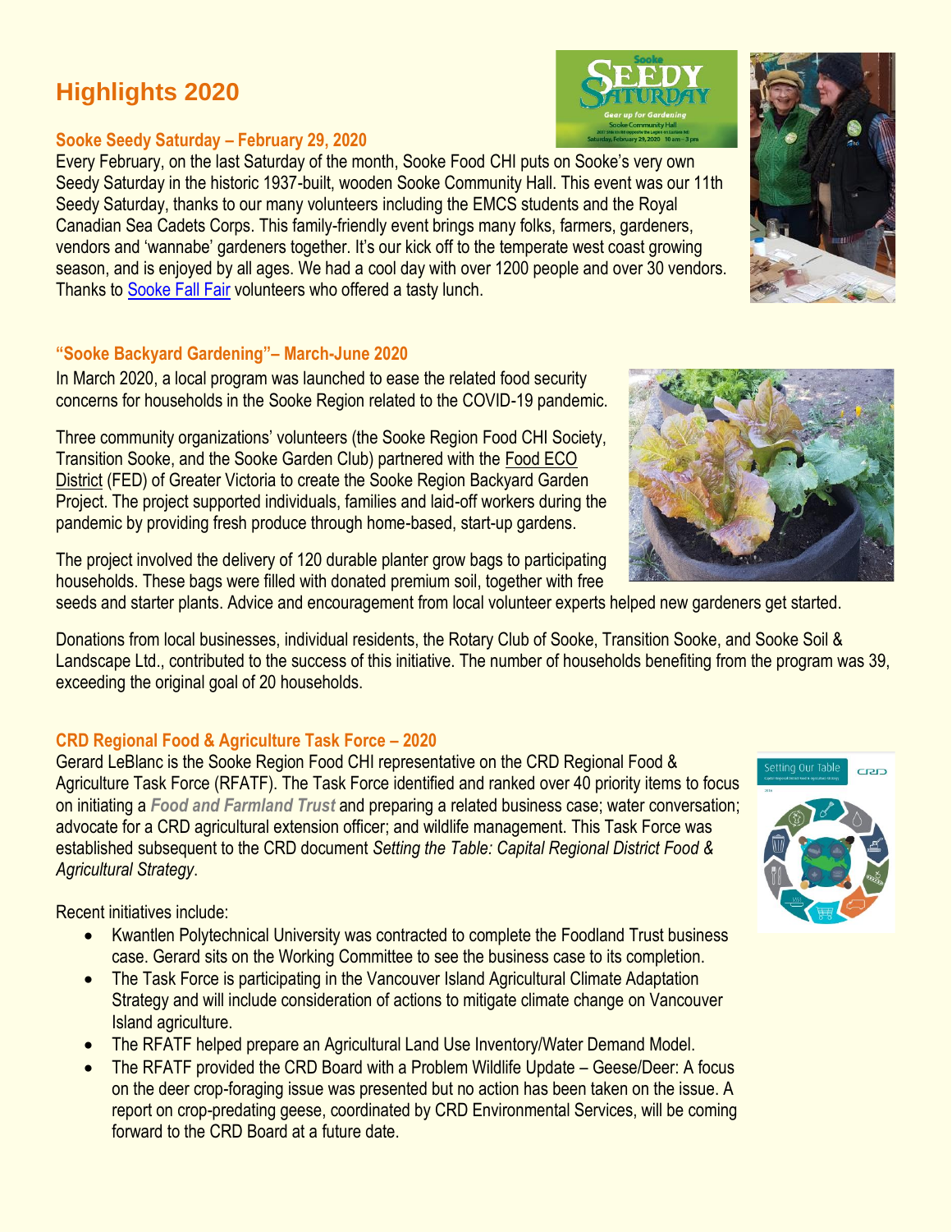# Highlights 2020

### Sooke Seedy Saturday – February 29, 2020

Every February, on the last Saturday of the month, Sooke Food CHI puts on Sooke's very own Seedy Saturday in the historic 1937-built, wooden Sooke Community Hall. This event was our 11th Seedy Saturday, thanks to our many volunteers including the EMCS students and the Royal Canadian Sea Cadets Corps. This family-friendly event brings many folks, farmers, gardeners, vendors and 'wannabe' gardeners together. It's our kick off to the temperate west coast growing season, and is enjoyed by all ages. We had a cool day with over 1200 people and over 30 vendors. Thanks to Sooke Fall Fair volunteers who offered a tasty lunch.

### "Sooke Backyard Gardening"– March-June 2020

In March 2020, a local program was launched to ease the related food security concerns for households in the Sooke Region related to the COVID-19 pandemic.

Three community organizations' volunteers (the Sooke Region Food CHI Society, Transition Sooke, and the Sooke Garden Club) partnered with the Food ECO District (FED) of Greater Victoria to create the Sooke Region Backyard Garden Project. The project supported individuals, families and laid-off workers during the pandemic by providing fresh produce through home-based, start-up gardens.

The project involved the delivery of 120 durable planter grow bags to participating households. These bags were filled with donated premium soil, together with free seeds and starter plants. Advice and encouragement from local volunteer experts helped new gardeners get started.

Donations from local businesses, individual residents, the Rotary Club of Sooke, Transition Sooke, and Sooke Soil & Landscape Ltd., contributed to the success of this initiative. The number of households benefiting from the program was 39, exceeding the original goal of 20 households.

### CRD Regional Food & Agriculture Task Force – 2020

Gerard LeBlanc is the Sooke Region Food CHI representative on the CRD Regional Food & Agriculture Task Force (RFATF). The Task Force identified and ranked over 40 priority items to focus on initiating a ***Food and Farmland Trust*** and preparing a related business case; water conversation; advocate for a CRD agricultural extension officer; and wildlife management. This Task Force was established subsequent to the CRD document *Setting the Table: Capital Regional District Food & Agricultural Strategy*.

Recent initiatives include:

- Kwantlen Polytechnical University was contracted to complete the Foodland Trust business case. Gerard sits on the Working Committee to see the business case to its completion.
- The Task Force is participating in the Vancouver Island Agricultural Climate Adaptation Strategy and will include consideration of actions to mitigate climate change on Vancouver Island agriculture.
- The RFATF helped prepare an Agricultural Land Use Inventory/Water Demand Model.
- The RFATF provided the CRD Board with a Problem Wildlife Update – Geese/Deer: A focus on the deer crop-foraging issue was presented but no action has been taken on the issue. A report on crop-predating geese, coordinated by CRD Environmental Services, will be coming forward to the CRD Board at a future date.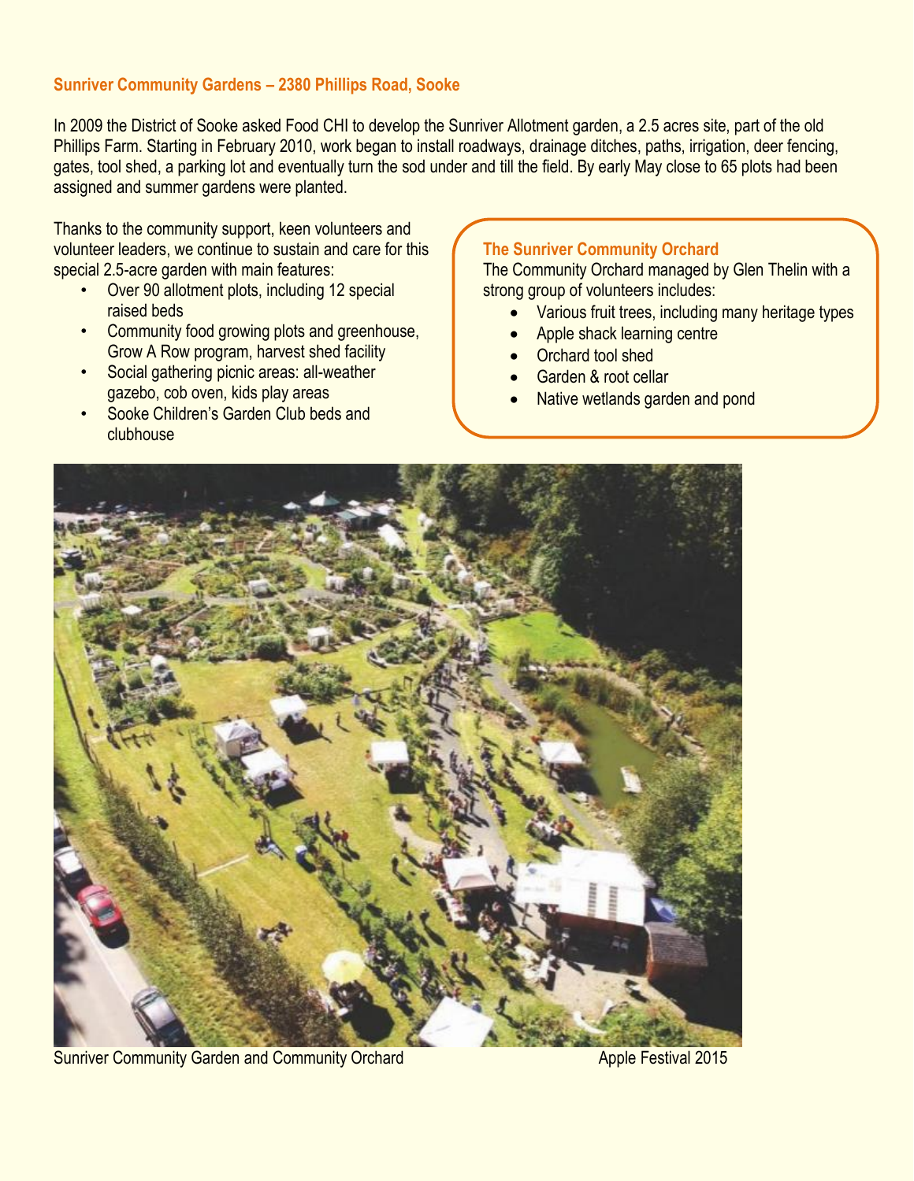## Sunriver Community Gardens – 2380 Phillips Road, Sooke

In 2009 the District of Sooke asked Food CHI to develop the Sunriver Allotment garden, a 2.5 acres site, part of the old Phillips Farm. Starting in February 2010, work began to install roadways, drainage ditches, paths, irrigation, deer fencing, gates, tool shed, a parking lot and eventually turn the sod under and till the field. By early May close to 65 plots had been assigned and summer gardens were planted.

Thanks to the community support, keen volunteers and volunteer leaders, we continue to sustain and care for this special 2.5-acre garden with main features:

- Over 90 allotment plots, including 12 special raised beds
- Community food growing plots and greenhouse, Grow A Row program, harvest shed facility
- Social gathering picnic areas: all-weather gazebo, cob oven, kids play areas
- Sooke Children's Garden Club beds and clubhouse

### The Sunriver Community Orchard

The Community Orchard managed by Glen Thelin with a strong group of volunteers includes:

- Various fruit trees, including many heritage types
- Apple shack learning centre
- Orchard tool shed
- Garden & root cellar
- Native wetlands garden and pond

Sunriver Community Garden and Community Orchard Apple Festival 2015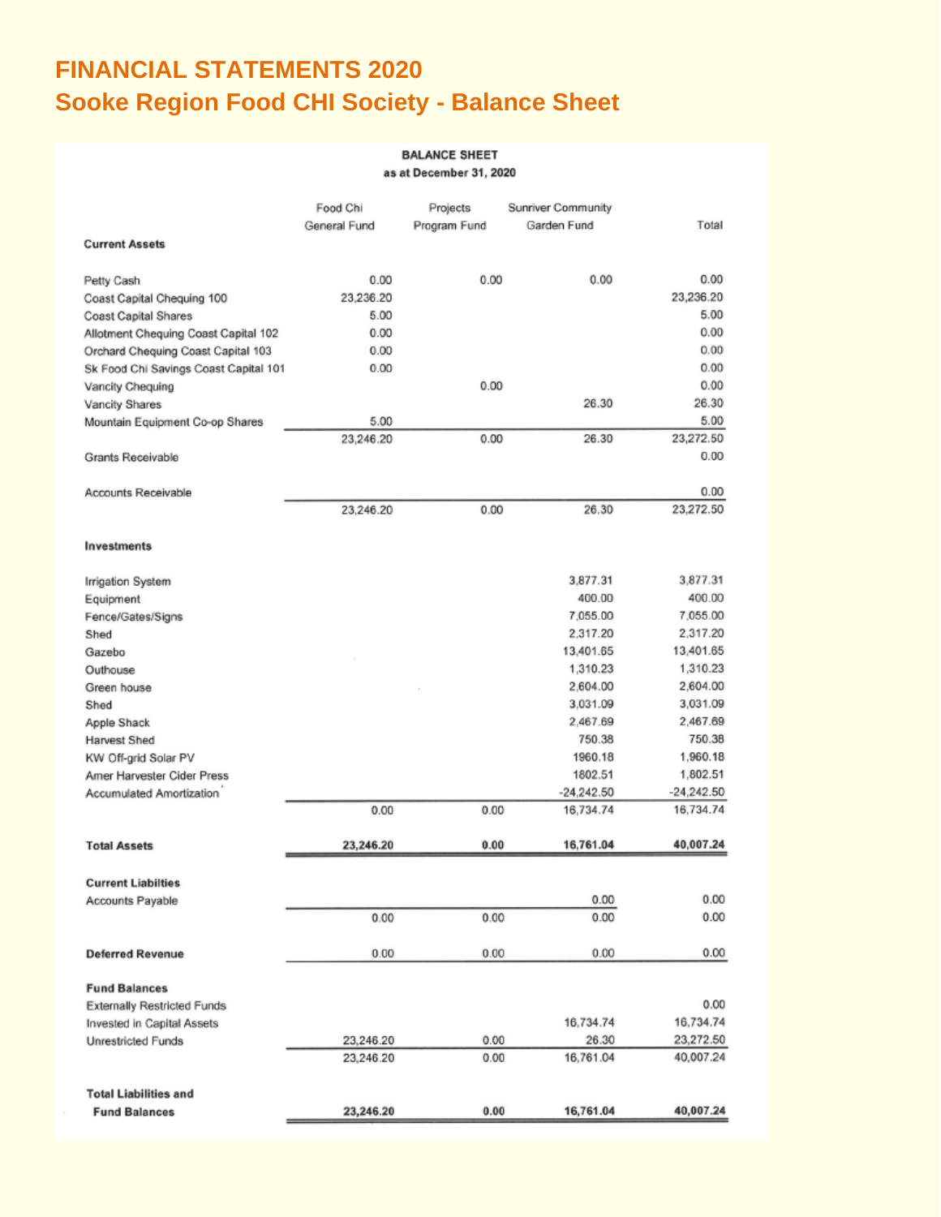# FINANCIAL STATEMENTS 2020

## Sooke Region Food CHI Society - Balance Sheet

**BALANCE SHEET**
**as at December 31, 2020**

| | Food Chi General Fund | Projects Program Fund | Sunriver Community Garden Fund | Total |
|---|---|---|---|---|
| **Current Assets** | | | | |
| Petty Cash | 0.00 | 0.00 | 0.00 | 0.00 |
| Coast Capital Chequing 100 | 23,236.20 | | | 23,236.20 |
| Coast Capital Shares | 5.00 | | | 5.00 |
| Allotment Chequing Coast Capital 102 | 0.00 | | | 0.00 |
| Orchard Chequing Coast Capital 103 | 0.00 | | | 0.00 |
| Sk Food Chi Savings Coast Capital 101 | 0.00 | | | 0.00 |
| Vancity Chequing | | 0.00 | | 0.00 |
| Vancity Shares | | | 26.30 | 26.30 |
| Mountain Equipment Co-op Shares | 5.00 | | | 5.00 |
| | 23,246.20 | 0.00 | 26.30 | 23,272.50 |
| Grants Receivable | | | | 0.00 |
| Accounts Receivable | | | | 0.00 |
| | 23,246.20 | 0.00 | 26.30 | 23,272.50 |
| **Investments** | | | | |
| Irrigation System | | | 3,877.31 | 3,877.31 |
| Equipment | | | 400.00 | 400.00 |
| Fence/Gates/Signs | | | 7,055.00 | 7,055.00 |
| Shed | | | 2,317.20 | 2,317.20 |
| Gazebo | | | 13,401.65 | 13,401.65 |
| Outhouse | | | 1,310.23 | 1,310.23 |
| Green house | | | 2,604.00 | 2,604.00 |
| Shed | | | 3,031.09 | 3,031.09 |
| Apple Shack | | | 2,467.69 | 2,467.69 |
| Harvest Shed | | | 750.38 | 750.38 |
| KW Off-grid Solar PV | | | 1960.18 | 1,960.18 |
| Amer Harvester Cider Press | | | 1802.51 | 1,802.51 |
| Accumulated Amortization | | | -24,242.50 | -24,242.50 |
| | 0.00 | 0.00 | 16,734.74 | 16,734.74 |
| **Total Assets** | **23,246.20** | **0.00** | **16,761.04** | **40,007.24** |
| **Current Liabilties** | | | | |
| Accounts Payable | | | 0.00 | 0.00 |
| | 0.00 | 0.00 | 0.00 | 0.00 |
| **Deferred Revenue** | 0.00 | 0.00 | 0.00 | 0.00 |
| **Fund Balances** | | | | |
| Externally Restricted Funds | | | | 0.00 |
| Invested in Capital Assets | | | 16,734.74 | 16,734.74 |
| Unrestricted Funds | 23,246.20 | 0.00 | 26.30 | 23,272.50 |
| | 23,246.20 | 0.00 | 16,761.04 | 40,007.24 |
| **Total Liabilities and Fund Balances** | **23,246.20** | **0.00** | **16,761.04** | **40,007.24** |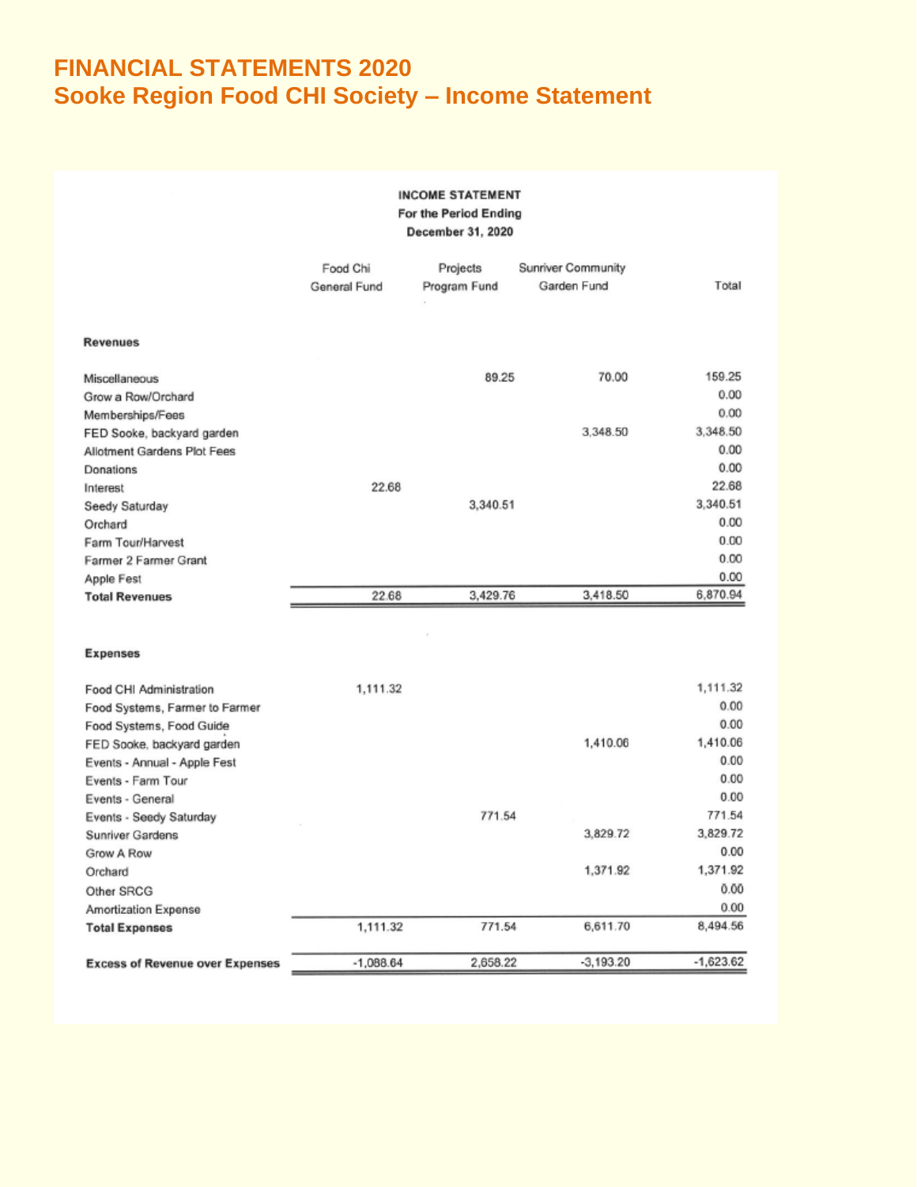# FINANCIAL STATEMENTS 2020
# Sooke Region Food CHI Society – Income Statement

**INCOME STATEMENT**
**For the Period Ending**
**December 31, 2020**

| | Food Chi General Fund | Projects Program Fund | Sunriver Community Garden Fund | Total |
|---|---|---|---|---|
| **Revenues** | | | | |
| Miscellaneous | | 89.25 | 70.00 | 159.25 |
| Grow a Row/Orchard | | | | 0.00 |
| Memberships/Fees | | | | 0.00 |
| FED Sooke, backyard garden | | | 3,348.50 | 3,348.50 |
| Allotment Gardens Plot Fees | | | | 0.00 |
| Donations | | | | 0.00 |
| Interest | 22.68 | | | 22.68 |
| Seedy Saturday | | 3,340.51 | | 3,340.51 |
| Orchard | | | | 0.00 |
| Farm Tour/Harvest | | | | 0.00 |
| Farmer 2 Farmer Grant | | | | 0.00 |
| Apple Fest | | | | 0.00 |
| **Total Revenues** | 22.68 | 3,429.76 | 3,418.50 | 6,870.94 |
| **Expenses** | | | | |
| Food CHI Administration | 1,111.32 | | | 1,111.32 |
| Food Systems, Farmer to Farmer | | | | 0.00 |
| Food Systems, Food Guide | | | | 0.00 |
| FED Sooke, backyard garden | | | 1,410.06 | 1,410.06 |
| Events - Annual - Apple Fest | | | | 0.00 |
| Events - Farm Tour | | | | 0.00 |
| Events - General | | | | 0.00 |
| Events - Seedy Saturday | | 771.54 | | 771.54 |
| Sunriver Gardens | | | 3,829.72 | 3,829.72 |
| Grow A Row | | | | 0.00 |
| Orchard | | | 1,371.92 | 1,371.92 |
| Other SRCG | | | | 0.00 |
| Amortization Expense | | | | 0.00 |
| **Total Expenses** | 1,111.32 | 771.54 | 6,611.70 | 8,494.56 |
| **Excess of Revenue over Expenses** | -1,088.64 | 2,658.22 | -3,193.20 | -1,623.62 |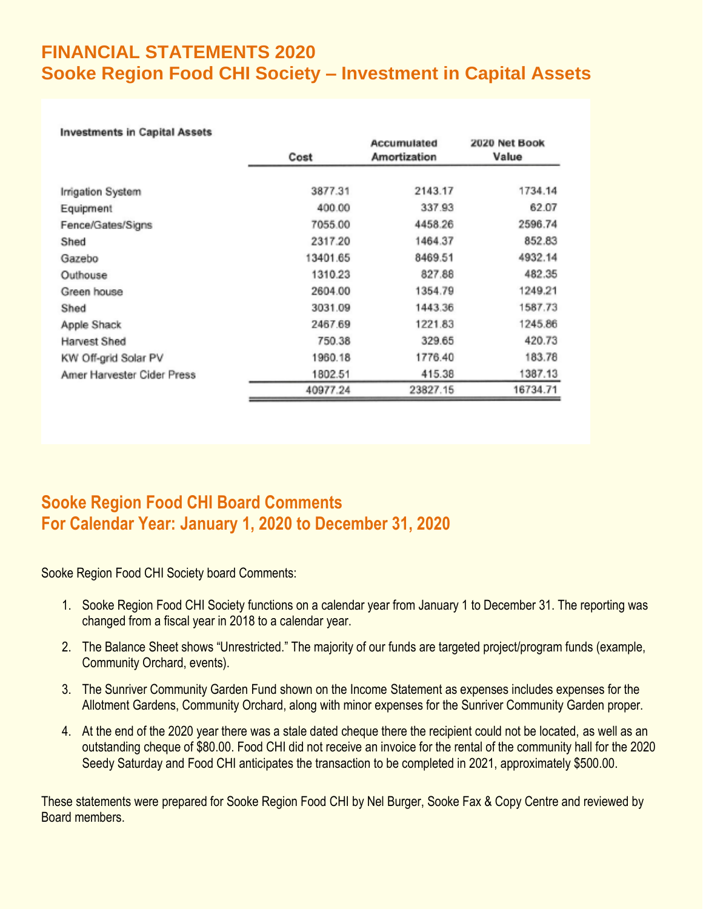# FINANCIAL STATEMENTS 2020
# Sooke Region Food CHI Society – Investment in Capital Assets

| Investments in Capital Assets | Cost | Accumulated Amortization | 2020 Net Book Value |
|---|---|---|---|
| Irrigation System | 3877.31 | 2143.17 | 1734.14 |
| Equipment | 400.00 | 337.93 | 62.07 |
| Fence/Gates/Signs | 7055.00 | 4458.26 | 2596.74 |
| Shed | 2317.20 | 1464.37 | 852.83 |
| Gazebo | 13401.65 | 8469.51 | 4932.14 |
| Outhouse | 1310.23 | 827.88 | 482.35 |
| Green house | 2604.00 | 1354.79 | 1249.21 |
| Shed | 3031.09 | 1443.36 | 1587.73 |
| Apple Shack | 2467.69 | 1221.83 | 1245.86 |
| Harvest Shed | 750.38 | 329.65 | 420.73 |
| KW Off-grid Solar PV | 1960.18 | 1776.40 | 183.78 |
| Amer Harvester Cider Press | 1802.51 | 415.38 | 1387.13 |
| | 40977.24 | 23827.15 | 16734.71 |

## Sooke Region Food CHI Board Comments
## For Calendar Year: January 1, 2020 to December 31, 2020

Sooke Region Food CHI Society board Comments:

1. Sooke Region Food CHI Society functions on a calendar year from January 1 to December 31. The reporting was changed from a fiscal year in 2018 to a calendar year.
2. The Balance Sheet shows "Unrestricted." The majority of our funds are targeted project/program funds (example, Community Orchard, events).
3. The Sunriver Community Garden Fund shown on the Income Statement as expenses includes expenses for the Allotment Gardens, Community Orchard, along with minor expenses for the Sunriver Community Garden proper.
4. At the end of the 2020 year there was a stale dated cheque there the recipient could not be located, as well as an outstanding cheque of $80.00. Food CHI did not receive an invoice for the rental of the community hall for the 2020 Seedy Saturday and Food CHI anticipates the transaction to be completed in 2021, approximately $500.00.

These statements were prepared for Sooke Region Food CHI by Nel Burger, Sooke Fax & Copy Centre and reviewed by Board members.